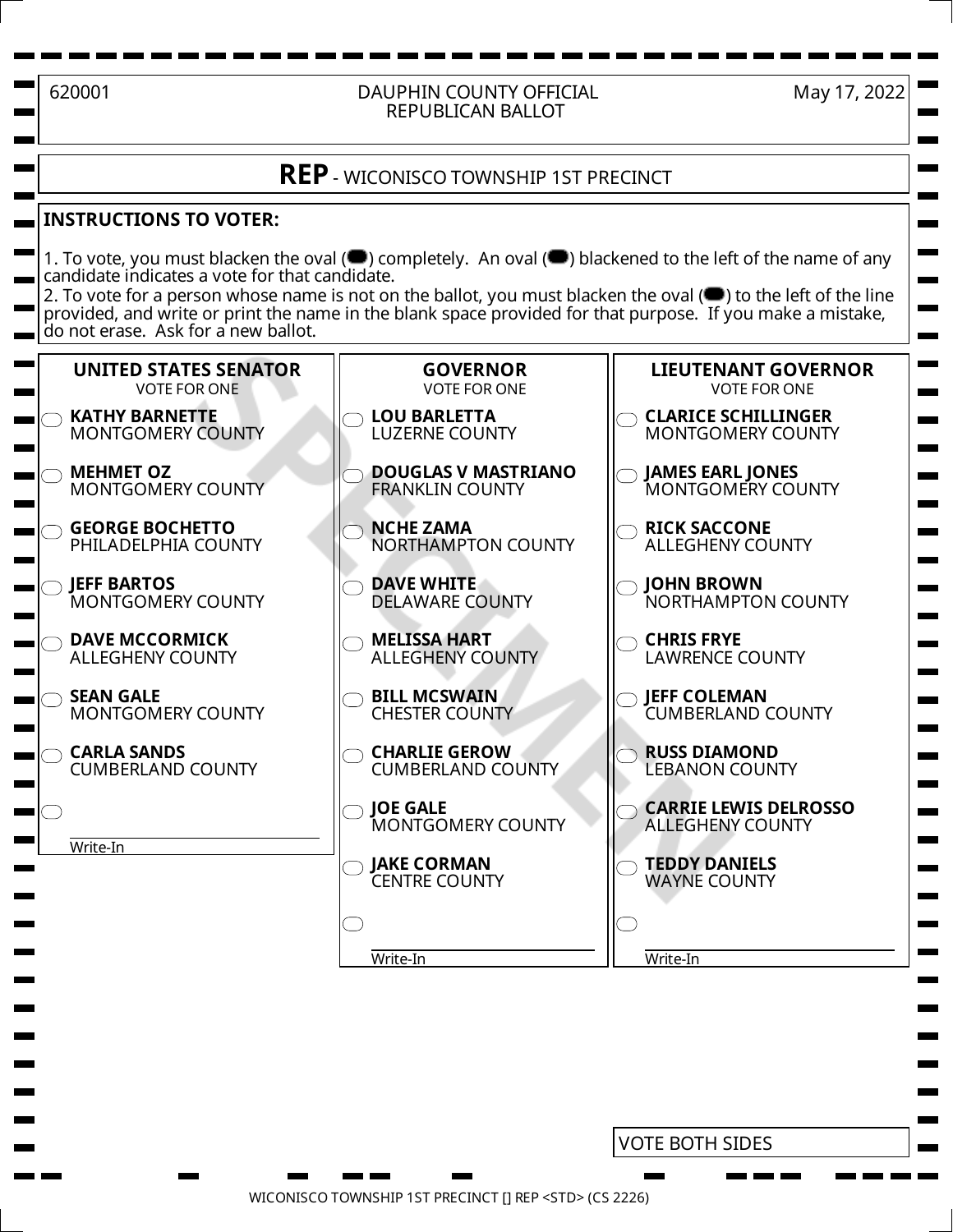620001

DAUPHIN COUNTY OFFICIAL
REPUBLICAN BALLOT

May 17, 2022

# REP - WICONISCO TOWNSHIP 1ST PRECINCT

**INSTRUCTIONS TO VOTER:**

1. To vote, you must blacken the oval (⬬) completely. An oval (⬬) blackened to the left of the name of any candidate indicates a vote for that candidate.
2. To vote for a person whose name is not on the ballot, you must blacken the oval (⬬) to the left of the line provided, and write or print the name in the blank space provided for that purpose. If you make a mistake, do not erase. Ask for a new ballot.

## UNITED STATES SENATOR
VOTE FOR ONE

- ⬭ **KATHY BARNETTE** MONTGOMERY COUNTY
- ⬭ **MEHMET OZ** MONTGOMERY COUNTY
- ⬭ **GEORGE BOCHETTO** PHILADELPHIA COUNTY
- ⬭ **JEFF BARTOS** MONTGOMERY COUNTY
- ⬭ **DAVE MCCORMICK** ALLEGHENY COUNTY
- ⬭ **SEAN GALE** MONTGOMERY COUNTY
- ⬭ **CARLA SANDS** CUMBERLAND COUNTY
- ⬭ ________ Write-In

## GOVERNOR
VOTE FOR ONE

- ⬭ **LOU BARLETTA** LUZERNE COUNTY
- ⬭ **DOUGLAS V MASTRIANO** FRANKLIN COUNTY
- ⬭ **NCHE ZAMA** NORTHAMPTON COUNTY
- ⬭ **DAVE WHITE** DELAWARE COUNTY
- ⬭ **MELISSA HART** ALLEGHENY COUNTY
- ⬭ **BILL MCSWAIN** CHESTER COUNTY
- ⬭ **CHARLIE GEROW** CUMBERLAND COUNTY
- ⬭ **JOE GALE** MONTGOMERY COUNTY
- ⬭ **JAKE CORMAN** CENTRE COUNTY
- ⬭ ________ Write-In

## LIEUTENANT GOVERNOR
VOTE FOR ONE

- ⬭ **CLARICE SCHILLINGER** MONTGOMERY COUNTY
- ⬭ **JAMES EARL JONES** MONTGOMERY COUNTY
- ⬭ **RICK SACCONE** ALLEGHENY COUNTY
- ⬭ **JOHN BROWN** NORTHAMPTON COUNTY
- ⬭ **CHRIS FRYE** LAWRENCE COUNTY
- ⬭ **JEFF COLEMAN** CUMBERLAND COUNTY
- ⬭ **RUSS DIAMOND** LEBANON COUNTY
- ⬭ **CARRIE LEWIS DELROSSO** ALLEGHENY COUNTY
- ⬭ **TEDDY DANIELS** WAYNE COUNTY
- ⬭ ________ Write-In

VOTE BOTH SIDES

WICONISCO TOWNSHIP 1ST PRECINCT [] REP <STD> (CS 2226)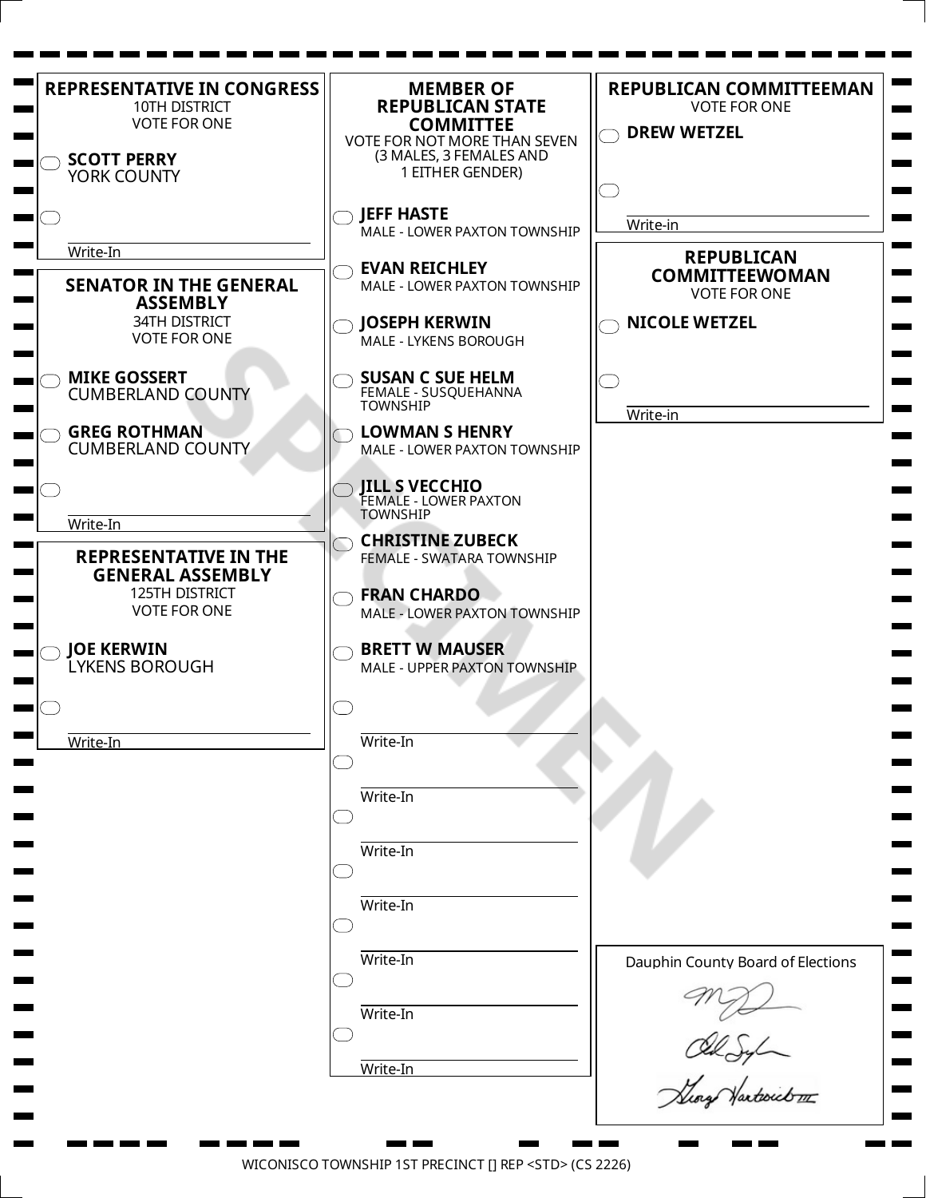## REPRESENTATIVE IN CONGRESS
10TH DISTRICT
VOTE FOR ONE

- **SCOTT PERRY**
  YORK COUNTY
- Write-In

## SENATOR IN THE GENERAL ASSEMBLY
34TH DISTRICT
VOTE FOR ONE

- **MIKE GOSSERT**
  CUMBERLAND COUNTY
- **GREG ROTHMAN**
  CUMBERLAND COUNTY
- Write-In

## REPRESENTATIVE IN THE GENERAL ASSEMBLY
125TH DISTRICT
VOTE FOR ONE

- **JOE KERWIN**
  LYKENS BOROUGH
- Write-In

## MEMBER OF REPUBLICAN STATE COMMITTEE
VOTE FOR NOT MORE THAN SEVEN
(3 MALES, 3 FEMALES AND
1 EITHER GENDER)

- **JEFF HASTE**
  MALE - LOWER PAXTON TOWNSHIP
- **EVAN REICHLEY**
  MALE - LOWER PAXTON TOWNSHIP
- **JOSEPH KERWIN**
  MALE - LYKENS BOROUGH
- **SUSAN C SUE HELM**
  FEMALE - SUSQUEHANNA TOWNSHIP
- **LOWMAN S HENRY**
  MALE - LOWER PAXTON TOWNSHIP
- **JILL S VECCHIO**
  FEMALE - LOWER PAXTON TOWNSHIP
- **CHRISTINE ZUBECK**
  FEMALE - SWATARA TOWNSHIP
- **FRAN CHARDO**
  MALE - LOWER PAXTON TOWNSHIP
- **BRETT W MAUSER**
  MALE - UPPER PAXTON TOWNSHIP
- Write-In
- Write-In
- Write-In
- Write-In
- Write-In
- Write-In
- Write-In

## REPUBLICAN COMMITTEEMAN
VOTE FOR ONE

- **DREW WETZEL**
- Write-in

## REPUBLICAN COMMITTEEWOMAN
VOTE FOR ONE

- **NICOLE WETZEL**
- Write-in

Dauphin County Board of Elections

WICONISCO TOWNSHIP 1ST PRECINCT [] REP <STD> (CS 2226)